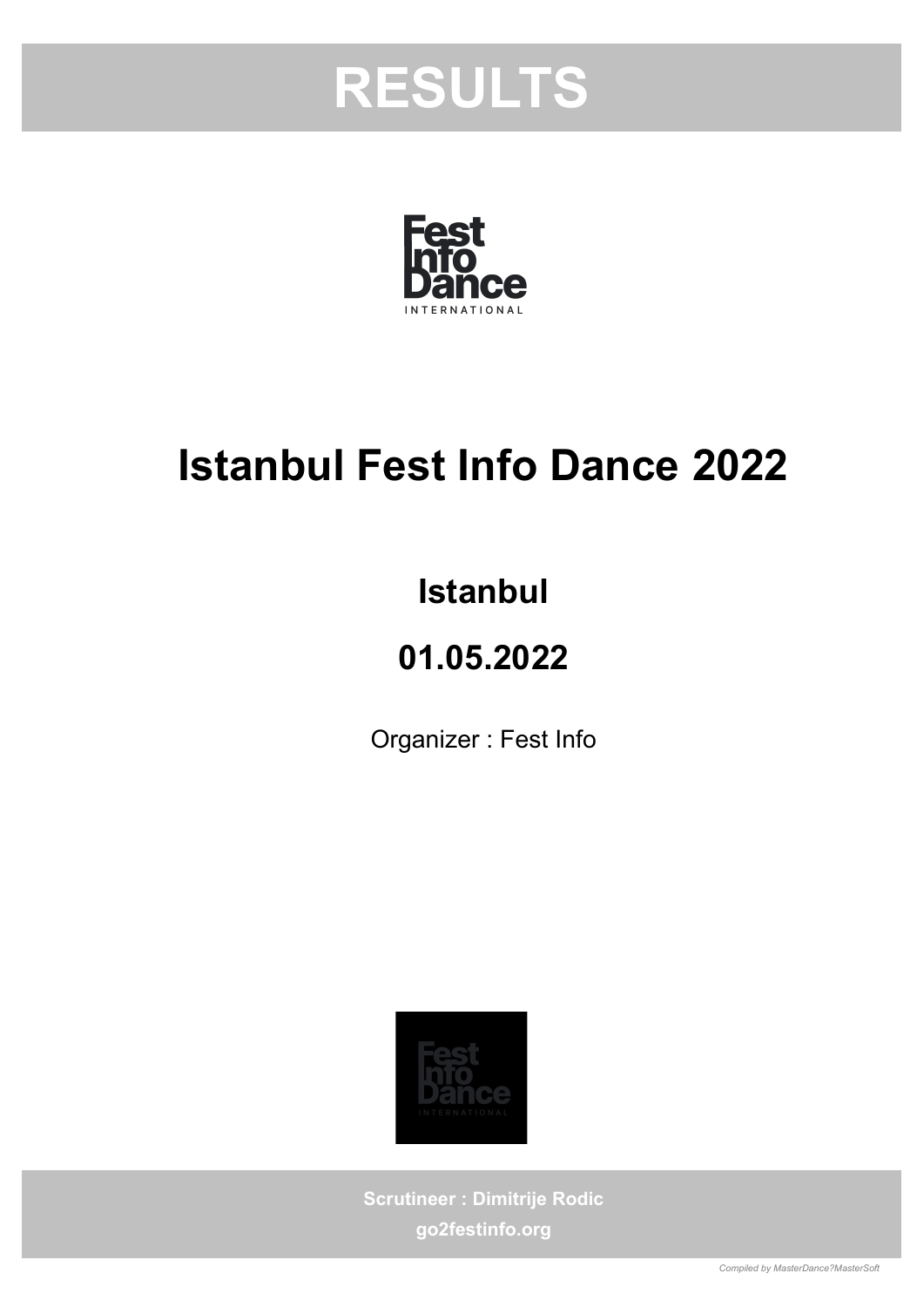# RESULTS

# Istanbul Fest Info Dance 2022

## Istanbul

## 01.05.2022

Organizer : Fest Info

**Scrutineer : Dimitrije Rodic**

**go2festinfo.org**

*Compiled by MasterDance?MasterSoft*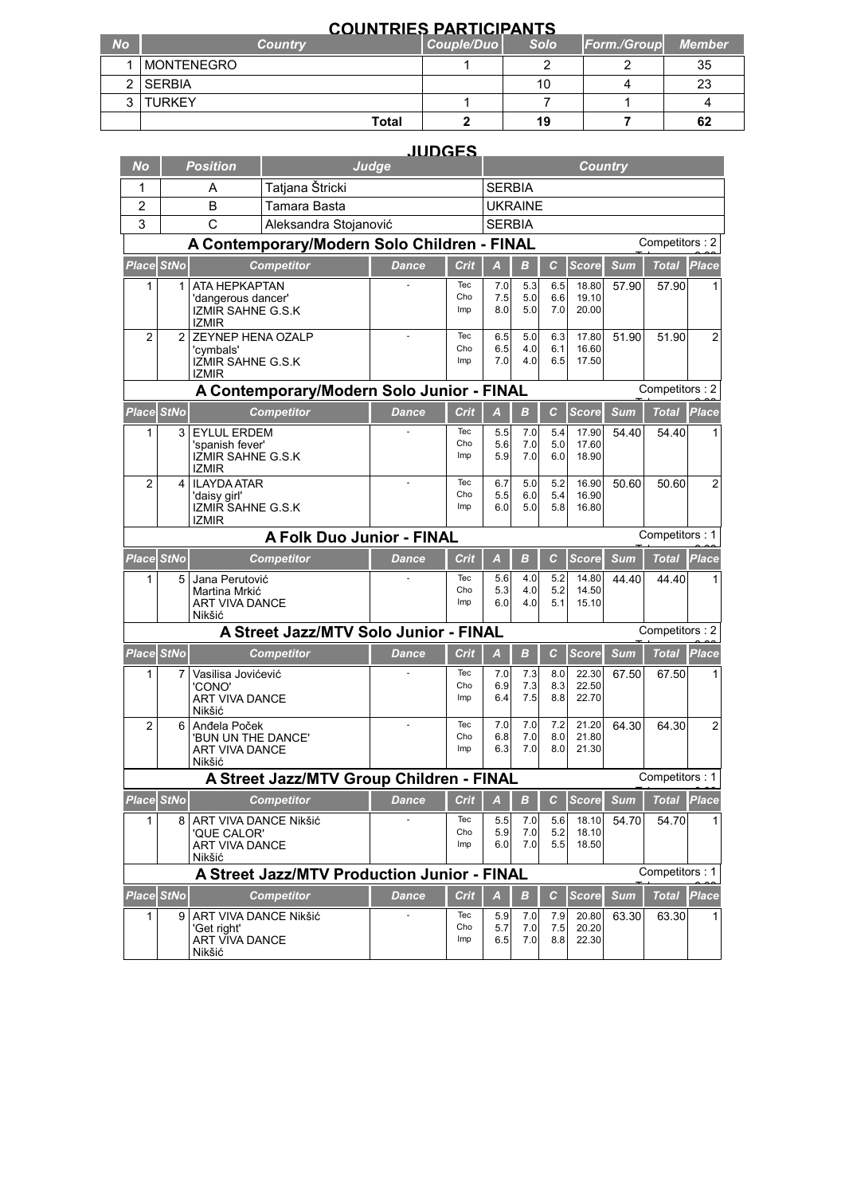## COUNTRIES PARTICIPANTS

| No | Country | Couple/Duo | Solo | Form./Group | Member |
|---|---|---|---|---|---|
| 1 | MONTENEGRO | 1 | 2 | 2 | 35 |
| 2 | SERBIA | | 10 | 4 | 23 |
| 3 | TURKEY | 1 | 7 | 1 | 4 |
| | **Total** | 2 | 19 | 7 | 62 |

## JUDGES

| No | Position | Judge | Country |
|---|---|---|---|
| 1 | A | Tatjana Štricki | SERBIA |
| 2 | B | Tamara Basta | UKRAINE |
| 3 | C | Aleksandra Stojanović | SERBIA |

### A Contemporary/Modern Solo Children - FINAL

Competitors : 2

| Place | StNo | Competitor | Dance | Crit | A | B | C | Score | Sum | Total | Place |
|---|---|---|---|---|---|---|---|---|---|---|---|
| 1 | 1 | ATA HEPKAPTAN<br>'dangerous dancer'<br>IZMIR SAHNE G.S.K<br>IZMIR | - | Tec<br>Cho<br>Imp | 7.0<br>7.5<br>8.0 | 5.3<br>5.0<br>5.0 | 6.5<br>6.6<br>7.0 | 18.80<br>19.10<br>20.00 | 57.90 | 57.90 | 1 |
| 2 | 2 | ZEYNEP HENA OZALP<br>'cymbals'<br>IZMIR SAHNE G.S.K<br>IZMIR | - | Tec<br>Cho<br>Imp | 6.5<br>6.5<br>7.0 | 5.0<br>4.0<br>4.0 | 6.3<br>6.1<br>6.5 | 17.80<br>16.60<br>17.50 | 51.90 | 51.90 | 2 |

### A Contemporary/Modern Solo Junior - FINAL

Competitors : 2

| Place | StNo | Competitor | Dance | Crit | A | B | C | Score | Sum | Total | Place |
|---|---|---|---|---|---|---|---|---|---|---|---|
| 1 | 3 | EYLUL ERDEM<br>'spanish fever'<br>IZMIR SAHNE G.S.K<br>IZMIR | - | Tec<br>Cho<br>Imp | 5.5<br>5.6<br>5.9 | 7.0<br>7.0<br>7.0 | 5.4<br>5.0<br>6.0 | 17.90<br>17.60<br>18.90 | 54.40 | 54.40 | 1 |
| 2 | 4 | ILAYDA ATAR<br>'daisy girl'<br>IZMIR SAHNE G.S.K<br>IZMIR | - | Tec<br>Cho<br>Imp | 6.7<br>5.5<br>6.0 | 5.0<br>6.0<br>5.0 | 5.2<br>5.4<br>5.8 | 16.90<br>16.90<br>16.80 | 50.60 | 50.60 | 2 |

### A Folk Duo Junior - FINAL

Competitors : 1

| Place | StNo | Competitor | Dance | Crit | A | B | C | Score | Sum | Total | Place |
|---|---|---|---|---|---|---|---|---|---|---|---|
| 1 | 5 | Jana Perutović<br>Martina Mrkić<br>ART VIVA DANCE<br>Nikšić | - | Tec<br>Cho<br>Imp | 5.6<br>5.3<br>6.0 | 4.0<br>4.0<br>4.0 | 5.2<br>5.2<br>5.1 | 14.80<br>14.50<br>15.10 | 44.40 | 44.40 | 1 |

### A Street Jazz/MTV Solo Junior - FINAL

Competitors : 2

| Place | StNo | Competitor | Dance | Crit | A | B | C | Score | Sum | Total | Place |
|---|---|---|---|---|---|---|---|---|---|---|---|
| 1 | 7 | Vasilisa Jovićević<br>'CONO'<br>ART VIVA DANCE<br>Nikšić | - | Tec<br>Cho<br>Imp | 7.0<br>6.9<br>6.4 | 7.3<br>7.3<br>7.5 | 8.0<br>8.3<br>8.8 | 22.30<br>22.50<br>22.70 | 67.50 | 67.50 | 1 |
| 2 | 6 | Anđela Poček<br>'BUN UN THE DANCE'<br>ART VIVA DANCE<br>Nikšić | - | Tec<br>Cho<br>Imp | 7.0<br>6.8<br>6.3 | 7.0<br>7.0<br>7.0 | 7.2<br>8.0<br>8.0 | 21.20<br>21.80<br>21.30 | 64.30 | 64.30 | 2 |

### A Street Jazz/MTV Group Children - FINAL

Competitors : 1

| Place | StNo | Competitor | Dance | Crit | A | B | C | Score | Sum | Total | Place |
|---|---|---|---|---|---|---|---|---|---|---|---|
| 1 | 8 | ART VIVA DANCE Nikšić<br>'QUE CALOR'<br>ART VIVA DANCE<br>Nikšić | - | Tec<br>Cho<br>Imp | 5.5<br>5.9<br>6.0 | 7.0<br>7.0<br>7.0 | 5.6<br>5.2<br>5.5 | 18.10<br>18.10<br>18.50 | 54.70 | 54.70 | 1 |

### A Street Jazz/MTV Production Junior - FINAL

Competitors : 1

| Place | StNo | Competitor | Dance | Crit | A | B | C | Score | Sum | Total | Place |
|---|---|---|---|---|---|---|---|---|---|---|---|
| 1 | 9 | ART VIVA DANCE Nikšić<br>'Get right'<br>ART VIVA DANCE<br>Nikšić | - | Tec<br>Cho<br>Imp | 5.9<br>5.7<br>6.5 | 7.0<br>7.0<br>7.0 | 7.9<br>7.5<br>8.8 | 20.80<br>20.20<br>22.30 | 63.30 | 63.30 | 1 |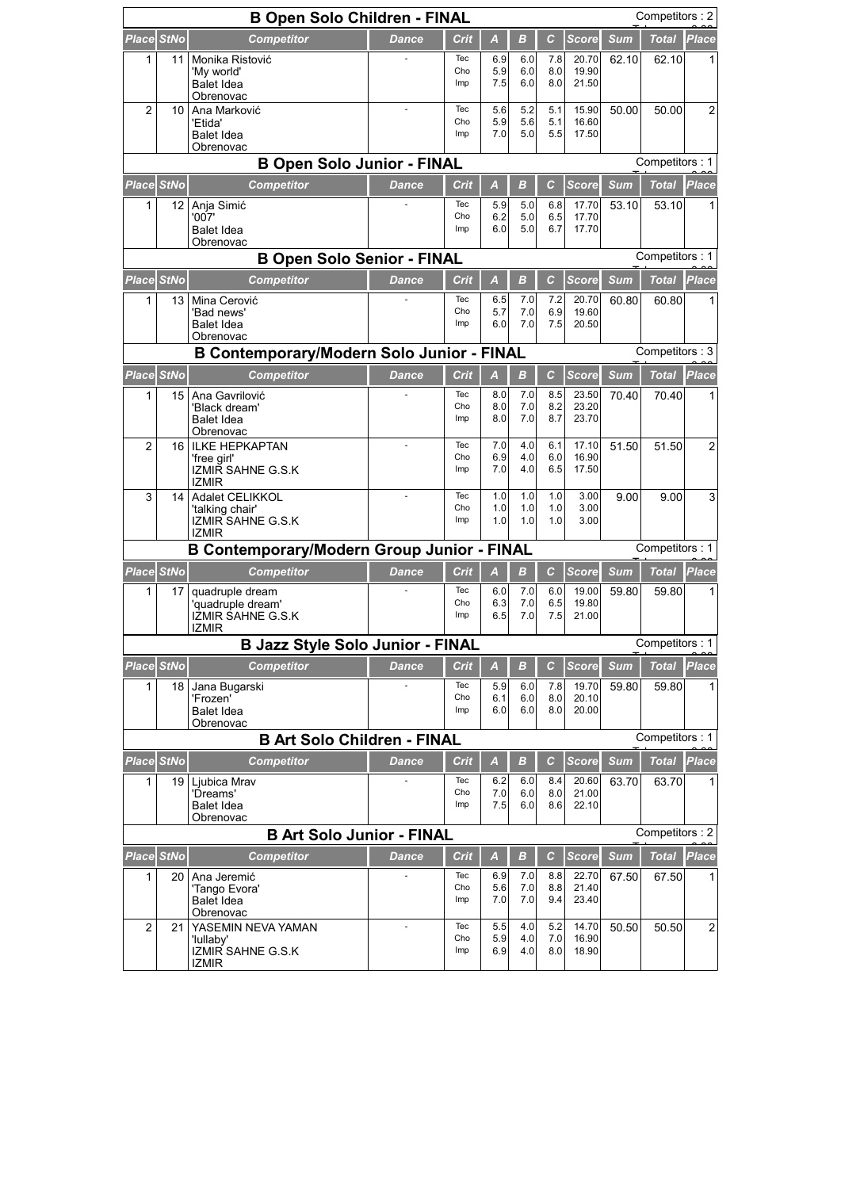## B Open Solo Children - FINAL

Competitors : 2

| Place | StNo | Competitor | Dance | Crit | A | B | C | Score | Sum | Total | Place |
|---|---|---|---|---|---|---|---|---|---|---|---|
| 1 | 11 | Monika Ristović<br>'My world'<br>Balet Idea<br>Obrenovac | - | Tec<br>Cho<br>Imp | 6.9<br>5.9<br>7.5 | 6.0<br>6.0<br>6.0 | 7.8<br>8.0<br>8.0 | 20.70<br>19.90<br>21.50 | 62.10 | 62.10 | 1 |
| 2 | 10 | Ana Marković<br>'Etida'<br>Balet Idea<br>Obrenovac | - | Tec<br>Cho<br>Imp | 5.6<br>5.9<br>7.0 | 5.2<br>5.6<br>5.0 | 5.1<br>5.1<br>5.5 | 15.90<br>16.60<br>17.50 | 50.00 | 50.00 | 2 |

## B Open Solo Junior - FINAL

Competitors : 1

| Place | StNo | Competitor | Dance | Crit | A | B | C | Score | Sum | Total | Place |
|---|---|---|---|---|---|---|---|---|---|---|---|
| 1 | 12 | Anja Simić<br>'007'<br>Balet Idea<br>Obrenovac | - | Tec<br>Cho<br>Imp | 5.9<br>6.2<br>6.0 | 5.0<br>5.0<br>5.0 | 6.8<br>6.5<br>6.7 | 17.70<br>17.70<br>17.70 | 53.10 | 53.10 | 1 |

## B Open Solo Senior - FINAL

Competitors : 1

| Place | StNo | Competitor | Dance | Crit | A | B | C | Score | Sum | Total | Place |
|---|---|---|---|---|---|---|---|---|---|---|---|
| 1 | 13 | Mina Cerović<br>'Bad news'<br>Balet Idea<br>Obrenovac | - | Tec<br>Cho<br>Imp | 6.5<br>5.7<br>6.0 | 7.0<br>7.0<br>7.0 | 7.2<br>6.9<br>7.5 | 20.70<br>19.60<br>20.50 | 60.80 | 60.80 | 1 |

## B Contemporary/Modern Solo Junior - FINAL

Competitors : 3

| Place | StNo | Competitor | Dance | Crit | A | B | C | Score | Sum | Total | Place |
|---|---|---|---|---|---|---|---|---|---|---|---|
| 1 | 15 | Ana Gavrilović<br>'Black dream'<br>Balet Idea<br>Obrenovac | - | Tec<br>Cho<br>Imp | 8.0<br>8.0<br>8.0 | 7.0<br>7.0<br>7.0 | 8.5<br>8.2<br>8.7 | 23.50<br>23.20<br>23.70 | 70.40 | 70.40 | 1 |
| 2 | 16 | ILKE HEPKAPTAN<br>'free girl'<br>IZMIR SAHNE G.S.K<br>IZMIR | - | Tec<br>Cho<br>Imp | 7.0<br>6.9<br>7.0 | 4.0<br>4.0<br>4.0 | 6.1<br>6.0<br>6.5 | 17.10<br>16.90<br>17.50 | 51.50 | 51.50 | 2 |
| 3 | 14 | Adalet CELIKKOL<br>'talking chair'<br>IZMIR SAHNE G.S.K<br>IZMIR | - | Tec<br>Cho<br>Imp | 1.0<br>1.0<br>1.0 | 1.0<br>1.0<br>1.0 | 1.0<br>1.0<br>1.0 | 3.00<br>3.00<br>3.00 | 9.00 | 9.00 | 3 |

## B Contemporary/Modern Group Junior - FINAL

Competitors : 1

| Place | StNo | Competitor | Dance | Crit | A | B | C | Score | Sum | Total | Place |
|---|---|---|---|---|---|---|---|---|---|---|---|
| 1 | 17 | quadruple dream<br>'quadruple dream'<br>IZMIR SAHNE G.S.K<br>IZMIR | - | Tec<br>Cho<br>Imp | 6.0<br>6.3<br>6.5 | 7.0<br>7.0<br>7.0 | 6.0<br>6.5<br>7.5 | 19.00<br>19.80<br>21.00 | 59.80 | 59.80 | 1 |

## B Jazz Style Solo Junior - FINAL

Competitors : 1

| Place | StNo | Competitor | Dance | Crit | A | B | C | Score | Sum | Total | Place |
|---|---|---|---|---|---|---|---|---|---|---|---|
| 1 | 18 | Jana Bugarski<br>'Frozen'<br>Balet Idea<br>Obrenovac | - | Tec<br>Cho<br>Imp | 5.9<br>6.1<br>6.0 | 6.0<br>6.0<br>6.0 | 7.8<br>8.0<br>8.0 | 19.70<br>20.10<br>20.00 | 59.80 | 59.80 | 1 |

## B Art Solo Children - FINAL

Competitors : 1

| Place | StNo | Competitor | Dance | Crit | A | B | C | Score | Sum | Total | Place |
|---|---|---|---|---|---|---|---|---|---|---|---|
| 1 | 19 | Ljubica Mrav<br>'Dreams'<br>Balet Idea<br>Obrenovac | - | Tec<br>Cho<br>Imp | 6.2<br>7.0<br>7.5 | 6.0<br>6.0<br>6.0 | 8.4<br>8.0<br>8.6 | 20.60<br>21.00<br>22.10 | 63.70 | 63.70 | 1 |

## B Art Solo Junior - FINAL

Competitors : 2

| Place | StNo | Competitor | Dance | Crit | A | B | C | Score | Sum | Total | Place |
|---|---|---|---|---|---|---|---|---|---|---|---|
| 1 | 20 | Ana Jeremić<br>'Tango Evora'<br>Balet Idea<br>Obrenovac | - | Tec<br>Cho<br>Imp | 6.9<br>5.6<br>7.0 | 7.0<br>7.0<br>7.0 | 8.8<br>8.8<br>9.4 | 22.70<br>21.40<br>23.40 | 67.50 | 67.50 | 1 |
| 2 | 21 | YASEMIN NEVA YAMAN<br>'lullaby'<br>IZMIR SAHNE G.S.K<br>IZMIR | - | Tec<br>Cho<br>Imp | 5.5<br>5.9<br>6.9 | 4.0<br>4.0<br>4.0 | 5.2<br>7.0<br>8.0 | 14.70<br>16.90<br>18.90 | 50.50 | 50.50 | 2 |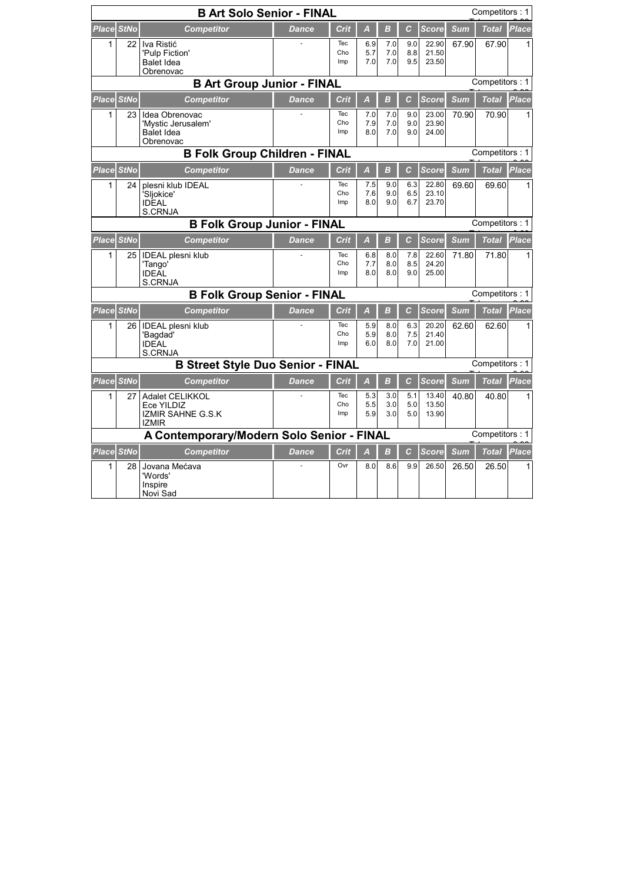## B Art Solo Senior - FINAL

Competitors : 1

| Place | StNo | Competitor | Dance | Crit | A | B | C | Score | Sum | Total | Place |
|---|---|---|---|---|---|---|---|---|---|---|---|
| 1 | 22 | Iva Ristić<br>'Pulp Fiction'<br>Balet Idea<br>Obrenovac | - | Tec<br>Cho<br>Imp | 6.9<br>5.7<br>7.0 | 7.0<br>7.0<br>7.0 | 9.0<br>8.8<br>9.5 | 22.90<br>21.50<br>23.50 | 67.90 | 67.90 | 1 |

## B Art Group Junior - FINAL

Competitors : 1

| Place | StNo | Competitor | Dance | Crit | A | B | C | Score | Sum | Total | Place |
|---|---|---|---|---|---|---|---|---|---|---|---|
| 1 | 23 | Idea Obrenovac<br>'Mystic Jerusalem'<br>Balet Idea<br>Obrenovac | - | Tec<br>Cho<br>Imp | 7.0<br>7.9<br>8.0 | 7.0<br>7.0<br>7.0 | 9.0<br>9.0<br>9.0 | 23.00<br>23.90<br>24.00 | 70.90 | 70.90 | 1 |

## B Folk Group Children - FINAL

Competitors : 1

| Place | StNo | Competitor | Dance | Crit | A | B | C | Score | Sum | Total | Place |
|---|---|---|---|---|---|---|---|---|---|---|---|
| 1 | 24 | plesni klub IDEAL<br>'Sljokice'<br>IDEAL<br>S.CRNJA | - | Tec<br>Cho<br>Imp | 7.5<br>7.6<br>8.0 | 9.0<br>9.0<br>9.0 | 6.3<br>6.5<br>6.7 | 22.80<br>23.10<br>23.70 | 69.60 | 69.60 | 1 |

## B Folk Group Junior - FINAL

Competitors : 1

| Place | StNo | Competitor | Dance | Crit | A | B | C | Score | Sum | Total | Place |
|---|---|---|---|---|---|---|---|---|---|---|---|
| 1 | 25 | IDEAL plesni klub<br>'Tango'<br>IDEAL<br>S.CRNJA | - | Tec<br>Cho<br>Imp | 6.8<br>7.7<br>8.0 | 8.0<br>8.0<br>8.0 | 7.8<br>8.5<br>9.0 | 22.60<br>24.20<br>25.00 | 71.80 | 71.80 | 1 |

## B Folk Group Senior - FINAL

Competitors : 1

| Place | StNo | Competitor | Dance | Crit | A | B | C | Score | Sum | Total | Place |
|---|---|---|---|---|---|---|---|---|---|---|---|
| 1 | 26 | IDEAL plesni klub<br>'Bagdad'<br>IDEAL<br>S.CRNJA | - | Tec<br>Cho<br>Imp | 5.9<br>5.9<br>6.0 | 8.0<br>8.0<br>8.0 | 6.3<br>7.5<br>7.0 | 20.20<br>21.40<br>21.00 | 62.60 | 62.60 | 1 |

## B Street Style Duo Senior - FINAL

Competitors : 1

| Place | StNo | Competitor | Dance | Crit | A | B | C | Score | Sum | Total | Place |
|---|---|---|---|---|---|---|---|---|---|---|---|
| 1 | 27 | Adalet CELIKKOL<br>Ece YILDIZ<br>IZMIR SAHNE G.S.K<br>IZMIR | - | Tec<br>Cho<br>Imp | 5.3<br>5.5<br>5.9 | 3.0<br>3.0<br>3.0 | 5.1<br>5.0<br>5.0 | 13.40<br>13.50<br>13.90 | 40.80 | 40.80 | 1 |

## A Contemporary/Modern Solo Senior - FINAL

Competitors : 1

| Place | StNo | Competitor | Dance | Crit | A | B | C | Score | Sum | Total | Place |
|---|---|---|---|---|---|---|---|---|---|---|---|
| 1 | 28 | Jovana Mećava<br>'Words'<br>Inspire<br>Novi Sad | - | Ovr | 8.0 | 8.6 | 9.9 | 26.50 | 26.50 | 26.50 | 1 |